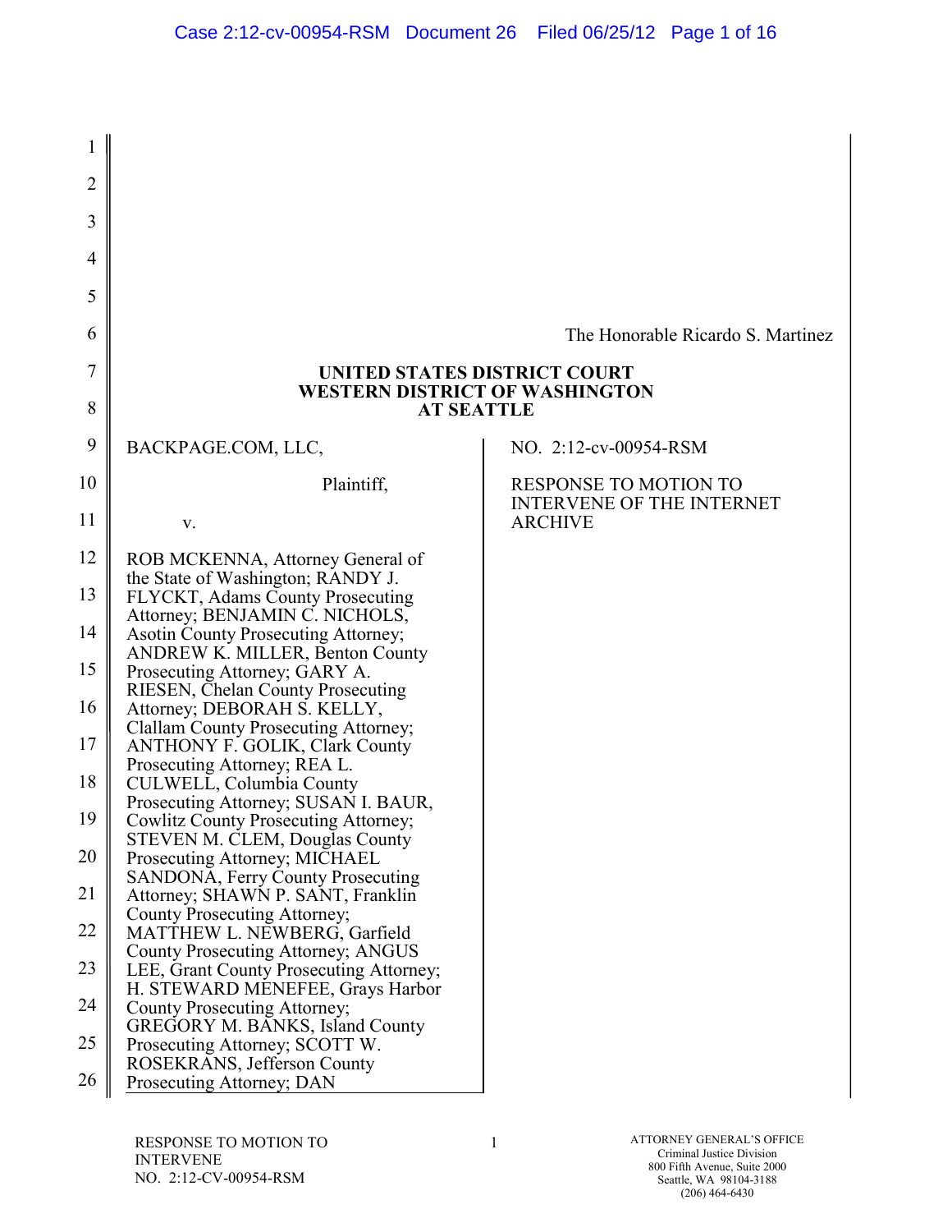The Honorable Ricardo S. Martinez

**UNITED STATES DISTRICT COURT**
**WESTERN DISTRICT OF WASHINGTON**
**AT SEATTLE**

| | |
|---|---|
| BACKPAGE.COM, LLC,<br><br>Plaintiff,<br><br>v.<br><br>ROB MCKENNA, Attorney General of the State of Washington; RANDY J. FLYCKT, Adams County Prosecuting Attorney; BENJAMIN C. NICHOLS, Asotin County Prosecuting Attorney; ANDREW K. MILLER, Benton County Prosecuting Attorney; GARY A. RIESEN, Chelan County Prosecuting Attorney; DEBORAH S. KELLY, Clallam County Prosecuting Attorney; ANTHONY F. GOLIK, Clark County Prosecuting Attorney; REA L. CULWELL, Columbia County Prosecuting Attorney; SUSAN I. BAUR, Cowlitz County Prosecuting Attorney; STEVEN M. CLEM, Douglas County Prosecuting Attorney; MICHAEL SANDONA, Ferry County Prosecuting Attorney; SHAWN P. SANT, Franklin County Prosecuting Attorney; MATTHEW L. NEWBERG, Garfield County Prosecuting Attorney; ANGUS LEE, Grant County Prosecuting Attorney; H. STEWARD MENEFEE, Grays Harbor County Prosecuting Attorney; GREGORY M. BANKS, Island County Prosecuting Attorney; SCOTT W. ROSEKRANS, Jefferson County Prosecuting Attorney; DAN | NO. 2:12-cv-00954-RSM<br><br>RESPONSE TO MOTION TO INTERVENE OF THE INTERNET ARCHIVE |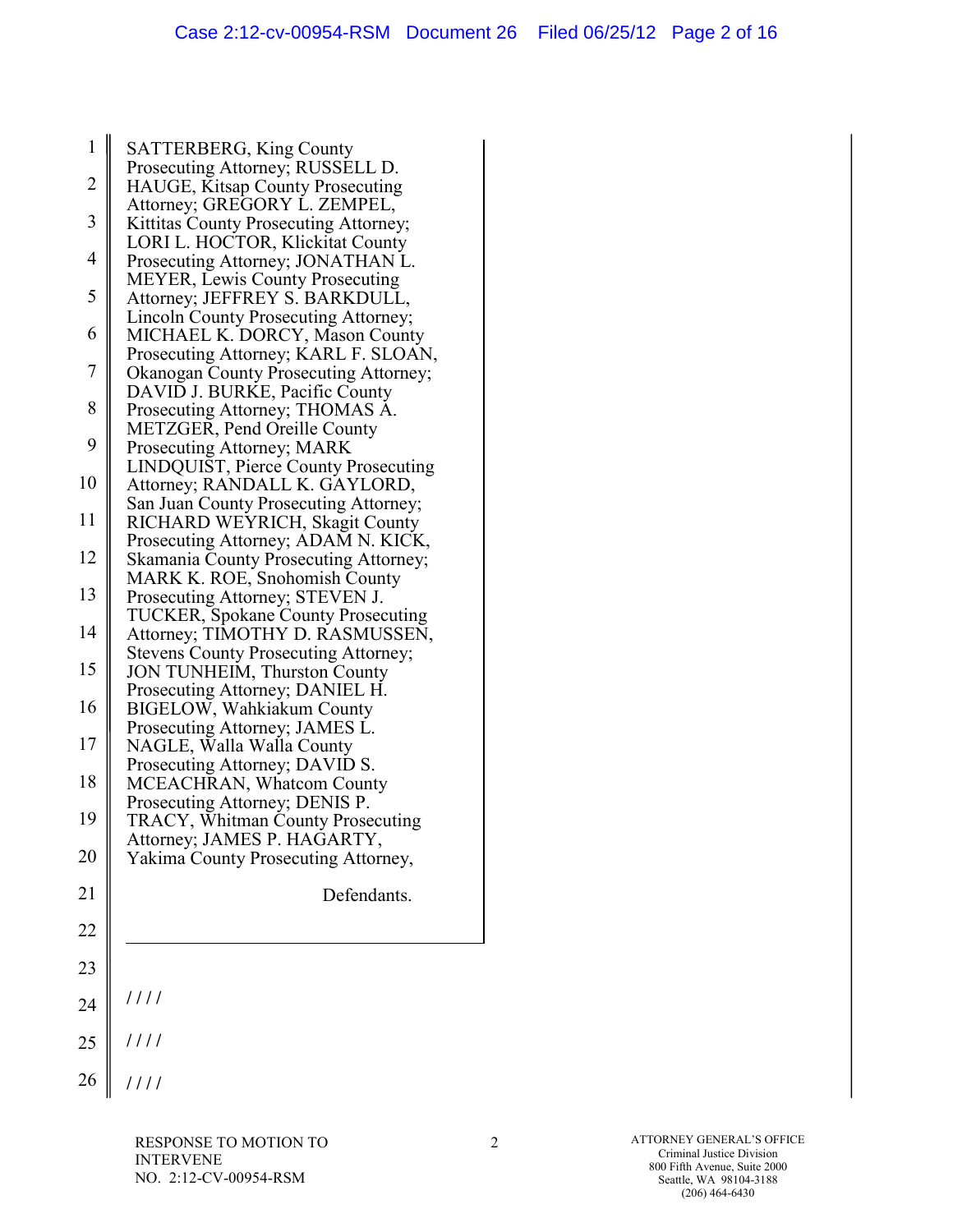SATTERBERG, King County Prosecuting Attorney; RUSSELL D. HAUGE, Kitsap County Prosecuting Attorney; GREGORY L. ZEMPEL, Kittitas County Prosecuting Attorney; LORI L. HOCTOR, Klickitat County Prosecuting Attorney; JONATHAN L. MEYER, Lewis County Prosecuting Attorney; JEFFREY S. BARKDULL, Lincoln County Prosecuting Attorney; MICHAEL K. DORCY, Mason County Prosecuting Attorney; KARL F. SLOAN, Okanogan County Prosecuting Attorney; DAVID J. BURKE, Pacific County Prosecuting Attorney; THOMAS A. METZGER, Pend Oreille County Prosecuting Attorney; MARK LINDQUIST, Pierce County Prosecuting Attorney; RANDALL K. GAYLORD, San Juan County Prosecuting Attorney; RICHARD WEYRICH, Skagit County Prosecuting Attorney; ADAM N. KICK, Skamania County Prosecuting Attorney; MARK K. ROE, Snohomish County Prosecuting Attorney; STEVEN J. TUCKER, Spokane County Prosecuting Attorney; TIMOTHY D. RASMUSSEN, Stevens County Prosecuting Attorney; JON TUNHEIM, Thurston County Prosecuting Attorney; DANIEL H. BIGELOW, Wahkiakum County Prosecuting Attorney; JAMES L. NAGLE, Walla Walla County Prosecuting Attorney; DAVID S. MCEACHRAN, Whatcom County Prosecuting Attorney; DENIS P. TRACY, Whitman County Prosecuting Attorney; JAMES P. HAGARTY, Yakima County Prosecuting Attorney,

Defendants.

////

////

////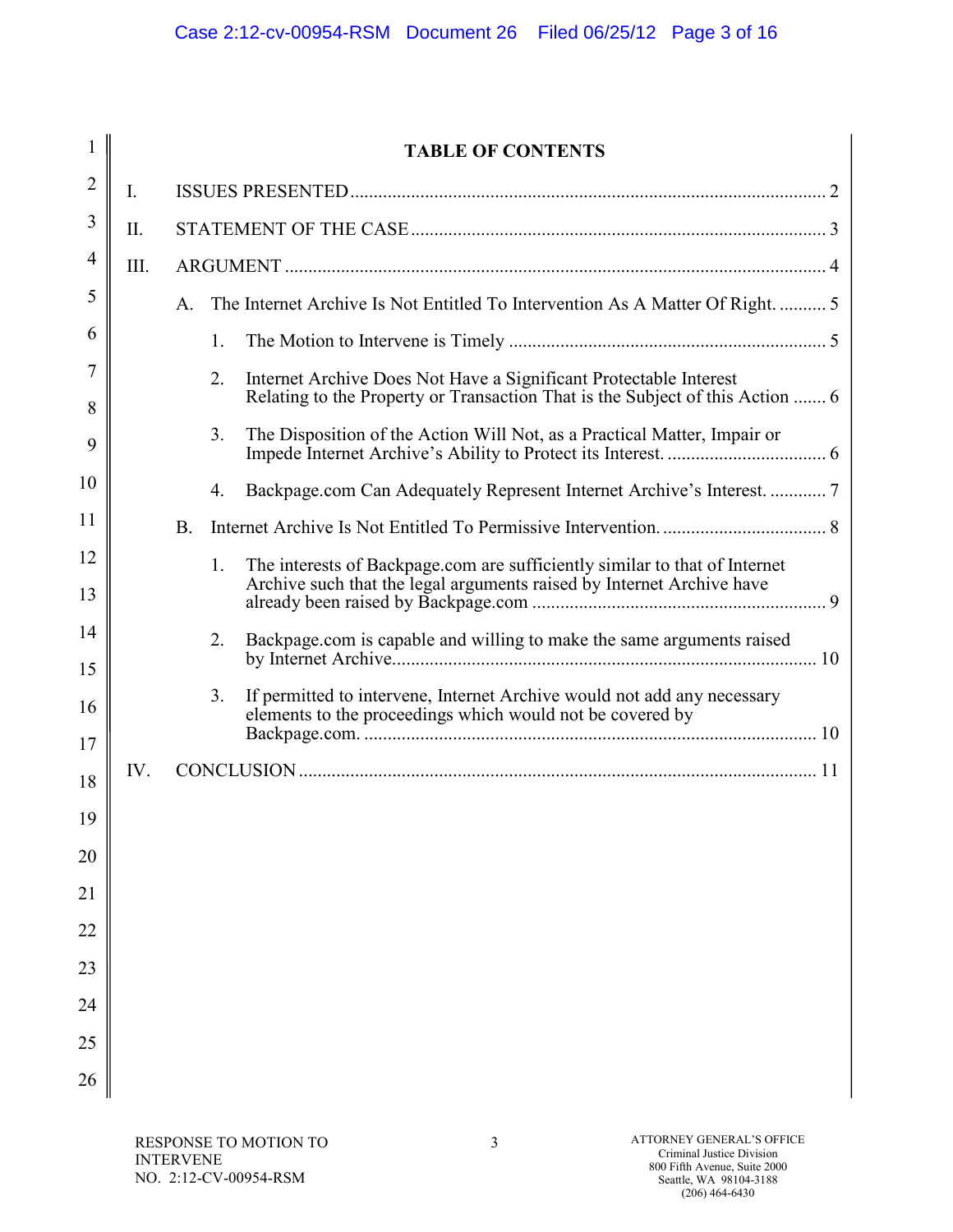# TABLE OF CONTENTS

I. ISSUES PRESENTED ..... 2

II. STATEMENT OF THE CASE ..... 3

III. ARGUMENT ..... 4

- A. The Internet Archive Is Not Entitled To Intervention As A Matter Of Right. ..... 5
  1. The Motion to Intervene is Timely ..... 5
  2. Internet Archive Does Not Have a Significant Protectable Interest Relating to the Property or Transaction That is the Subject of this Action ..... 6
  3. The Disposition of the Action Will Not, as a Practical Matter, Impair or Impede Internet Archive's Ability to Protect its Interest. ..... 6
  4. Backpage.com Can Adequately Represent Internet Archive's Interest. ..... 7
- B. Internet Archive Is Not Entitled To Permissive Intervention. ..... 8
  1. The interests of Backpage.com are sufficiently similar to that of Internet Archive such that the legal arguments raised by Internet Archive have already been raised by Backpage.com ..... 9
  2. Backpage.com is capable and willing to make the same arguments raised by Internet Archive. ..... 10
  3. If permitted to intervene, Internet Archive would not add any necessary elements to the proceedings which would not be covered by Backpage.com. ..... 10

IV. CONCLUSION ..... 11

RESPONSE TO MOTION TO INTERVENE
NO. 2:12-CV-00954-RSM

ATTORNEY GENERAL'S OFFICE
Criminal Justice Division
800 Fifth Avenue, Suite 2000
Seattle, WA 98104-3188
(206) 464-6430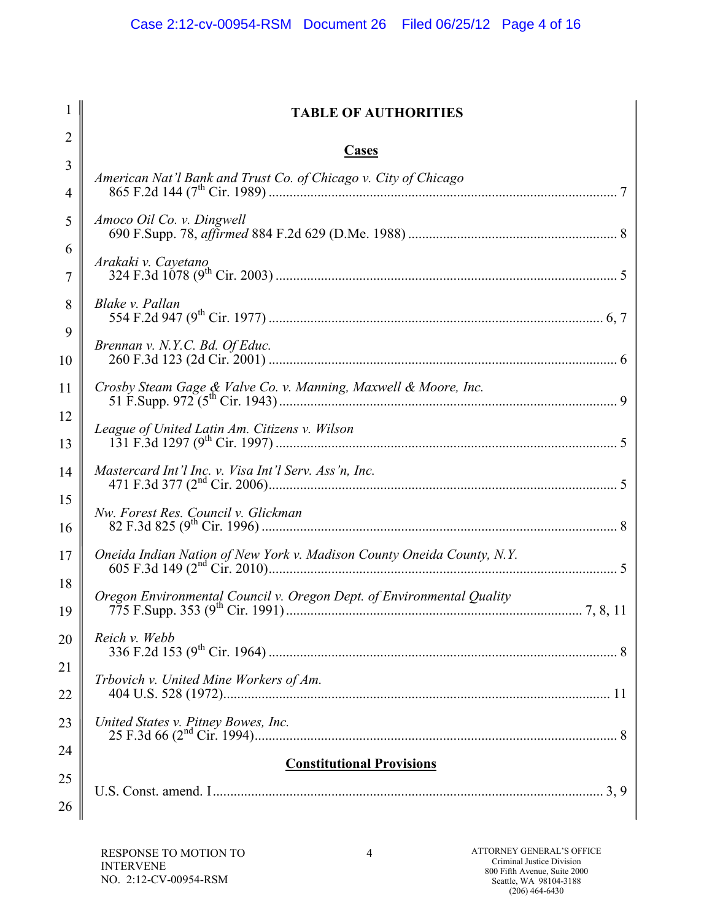# TABLE OF AUTHORITIES

## Cases

*American Nat'l Bank and Trust Co. of Chicago v. City of Chicago*
865 F.2d 144 (7th Cir. 1989) ........................................................................................ 7

*Amoco Oil Co. v. Dingwell*
690 F.Supp. 78, *affirmed* 884 F.2d 629 (D.Me. 1988) ............................................................ 8

*Arakaki v. Cayetano*
324 F.3d 1078 (9th Cir. 2003) ........................................................................................ 5

*Blake v. Pallan*
554 F.2d 947 (9th Cir. 1977) ........................................................................................ 6, 7

*Brennan v. N.Y.C. Bd. Of Educ.*
260 F.3d 123 (2d Cir. 2001) ........................................................................................ 6

*Crosby Steam Gage & Valve Co. v. Manning, Maxwell & Moore, Inc.*
51 F.Supp. 972 (5th Cir. 1943) ........................................................................................ 9

*League of United Latin Am. Citizens v. Wilson*
131 F.3d 1297 (9th Cir. 1997) ........................................................................................ 5

*Mastercard Int'l Inc. v. Visa Int'l Serv. Ass'n, Inc.*
471 F.3d 377 (2nd Cir. 2006) ........................................................................................ 5

*Nw. Forest Res. Council v. Glickman*
82 F.3d 825 (9th Cir. 1996) ........................................................................................ 8

*Oneida Indian Nation of New York v. Madison County Oneida County, N.Y.*
605 F.3d 149 (2nd Cir. 2010) ........................................................................................ 5

*Oregon Environmental Council v. Oregon Dept. of Environmental Quality*
775 F.Supp. 353 (9th Cir. 1991) ........................................................................................ 7, 8, 11

*Reich v. Webb*
336 F.2d 153 (9th Cir. 1964) ........................................................................................ 8

*Trbovich v. United Mine Workers of Am.*
404 U.S. 528 (1972) ........................................................................................ 11

*United States v. Pitney Bowes, Inc.*
25 F.3d 66 (2nd Cir. 1994) ........................................................................................ 8

## Constitutional Provisions

U.S. Const. amend. I ........................................................................................ 3, 9

RESPONSE TO MOTION TO INTERVENE
NO. 2:12-CV-00954-RSM

ATTORNEY GENERAL'S OFFICE
Criminal Justice Division
800 Fifth Avenue, Suite 2000
Seattle, WA 98104-3188
(206) 464-6430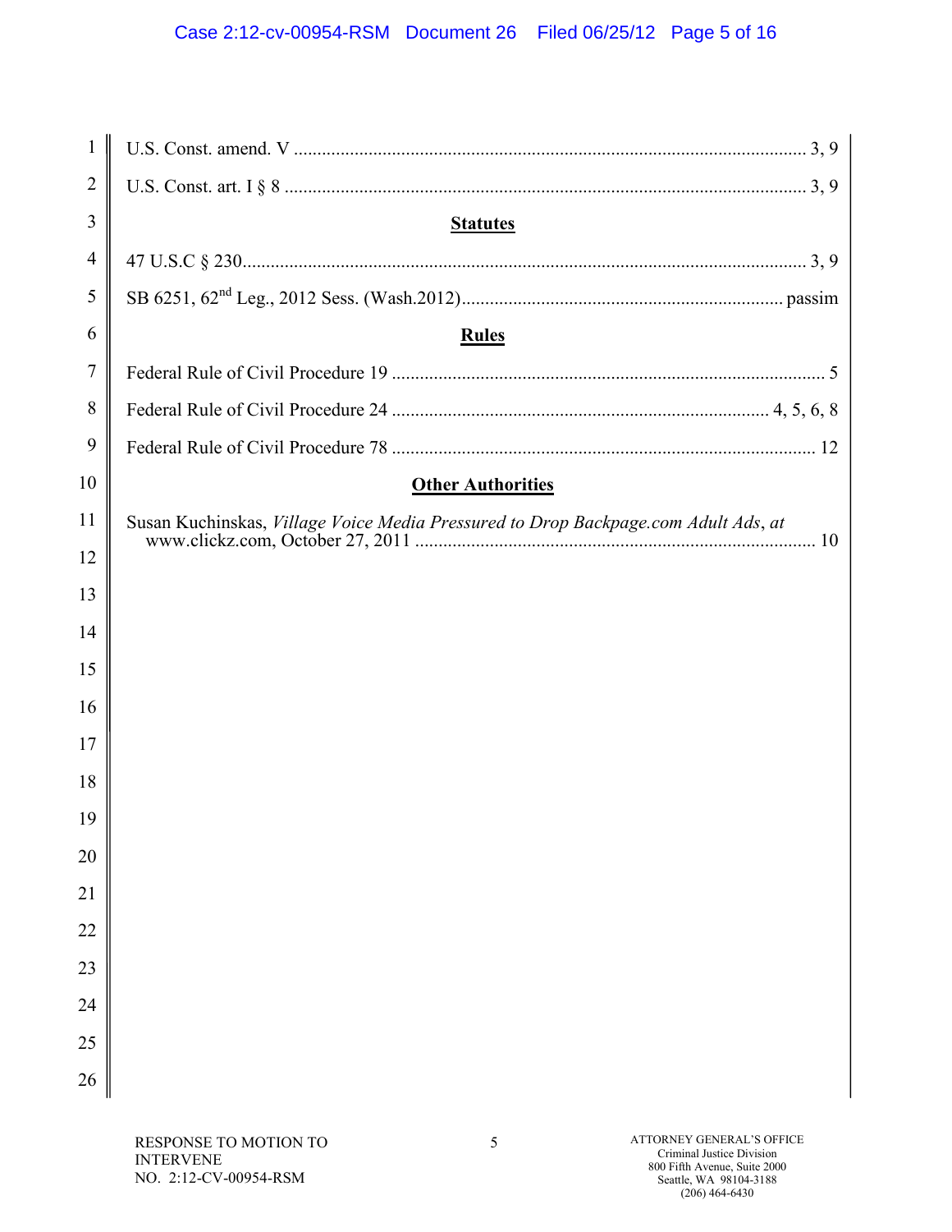U.S. Const. amend. V ............................................................................................................ 3, 9

U.S. Const. art. I § 8 ............................................................................................................. 3, 9

### Statutes

47 U.S.C § 230..................................................................................................................... 3, 9

SB 6251, 62nd Leg., 2012 Sess. (Wash.2012).................................................................... passim

### Rules

Federal Rule of Civil Procedure 19 ........................................................................................... 5

Federal Rule of Civil Procedure 24 ............................................................................... 4, 5, 6, 8

Federal Rule of Civil Procedure 78 ......................................................................................... 12

### Other Authorities

Susan Kuchinskas, *Village Voice Media Pressured to Drop Backpage.com Adult Ads*, *at* www.clickz.com, October 27, 2011 ..................................................................................... 10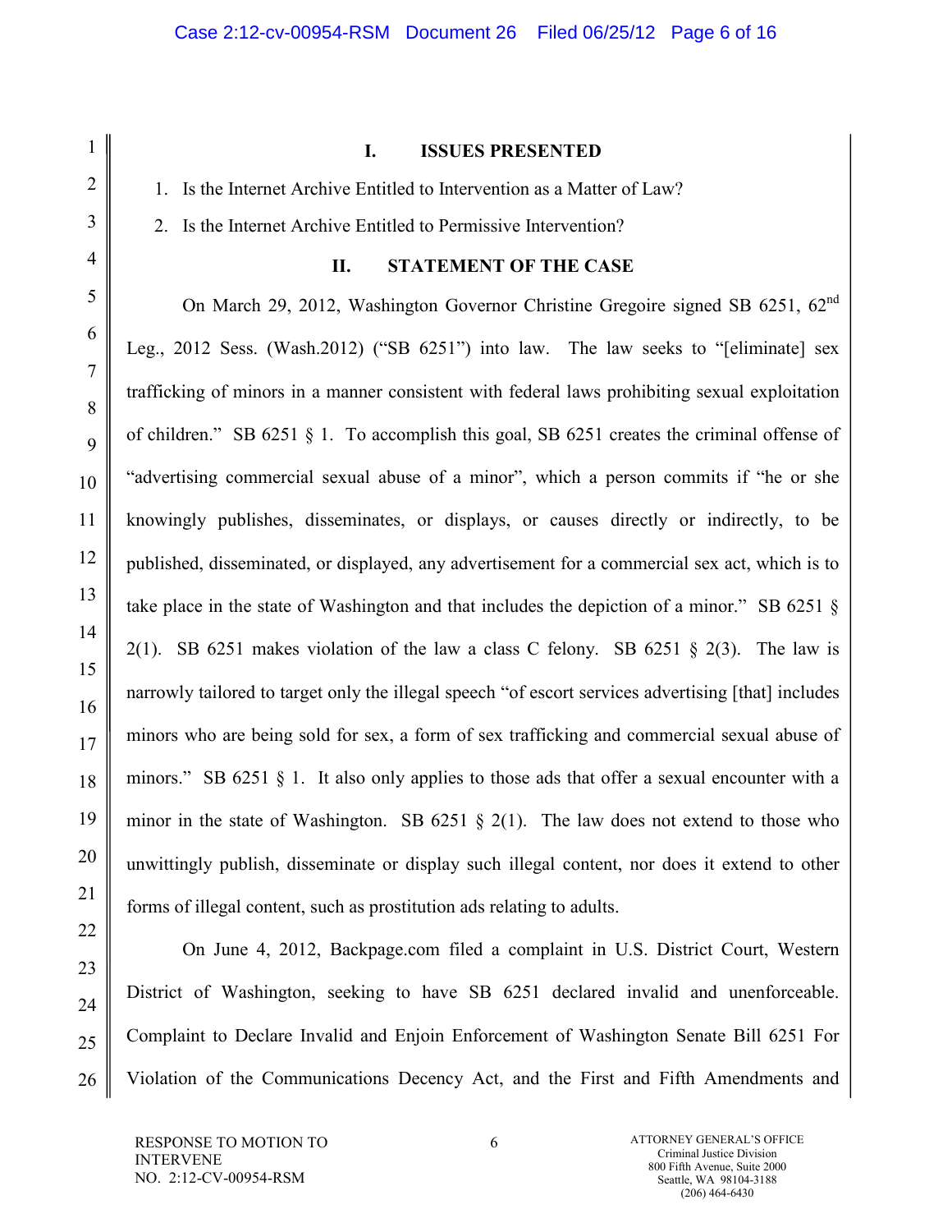## I. ISSUES PRESENTED

1. Is the Internet Archive Entitled to Intervention as a Matter of Law?
2. Is the Internet Archive Entitled to Permissive Intervention?

## II. STATEMENT OF THE CASE

On March 29, 2012, Washington Governor Christine Gregoire signed SB 6251, 62nd Leg., 2012 Sess. (Wash.2012) ("SB 6251") into law. The law seeks to "[eliminate] sex trafficking of minors in a manner consistent with federal laws prohibiting sexual exploitation of children." SB 6251 § 1. To accomplish this goal, SB 6251 creates the criminal offense of "advertising commercial sexual abuse of a minor", which a person commits if "he or she knowingly publishes, disseminates, or displays, or causes directly or indirectly, to be published, disseminated, or displayed, any advertisement for a commercial sex act, which is to take place in the state of Washington and that includes the depiction of a minor." SB 6251 § 2(1). SB 6251 makes violation of the law a class C felony. SB 6251 § 2(3). The law is narrowly tailored to target only the illegal speech "of escort services advertising [that] includes minors who are being sold for sex, a form of sex trafficking and commercial sexual abuse of minors." SB 6251 § 1. It also only applies to those ads that offer a sexual encounter with a minor in the state of Washington. SB 6251 § 2(1). The law does not extend to those who unwittingly publish, disseminate or display such illegal content, nor does it extend to other forms of illegal content, such as prostitution ads relating to adults.

On June 4, 2012, Backpage.com filed a complaint in U.S. District Court, Western District of Washington, seeking to have SB 6251 declared invalid and unenforceable. Complaint to Declare Invalid and Enjoin Enforcement of Washington Senate Bill 6251 For Violation of the Communications Decency Act, and the First and Fifth Amendments and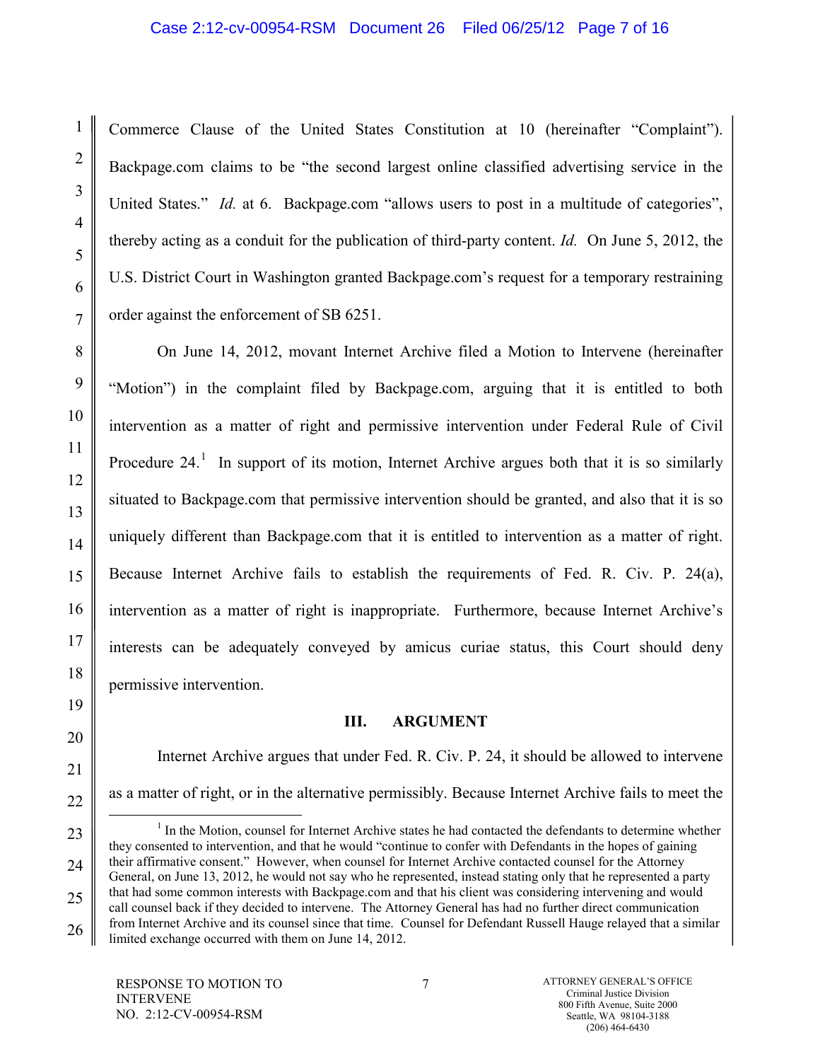Commerce Clause of the United States Constitution at 10 (hereinafter "Complaint"). Backpage.com claims to be "the second largest online classified advertising service in the United States." *Id.* at 6. Backpage.com "allows users to post in a multitude of categories", thereby acting as a conduit for the publication of third-party content. *Id.* On June 5, 2012, the U.S. District Court in Washington granted Backpage.com's request for a temporary restraining order against the enforcement of SB 6251.

On June 14, 2012, movant Internet Archive filed a Motion to Intervene (hereinafter "Motion") in the complaint filed by Backpage.com, arguing that it is entitled to both intervention as a matter of right and permissive intervention under Federal Rule of Civil Procedure 24.[1] In support of its motion, Internet Archive argues both that it is so similarly situated to Backpage.com that permissive intervention should be granted, and also that it is so uniquely different than Backpage.com that it is entitled to intervention as a matter of right. Because Internet Archive fails to establish the requirements of Fed. R. Civ. P. 24(a), intervention as a matter of right is inappropriate. Furthermore, because Internet Archive's interests can be adequately conveyed by amicus curiae status, this Court should deny permissive intervention.

## III. ARGUMENT

Internet Archive argues that under Fed. R. Civ. P. 24, it should be allowed to intervene as a matter of right, or in the alternative permissibly. Because Internet Archive fails to meet the

[1] In the Motion, counsel for Internet Archive states he had contacted the defendants to determine whether they consented to intervention, and that he would "continue to confer with Defendants in the hopes of gaining their affirmative consent." However, when counsel for Internet Archive contacted counsel for the Attorney General, on June 13, 2012, he would not say who he represented, instead stating only that he represented a party that had some common interests with Backpage.com and that his client was considering intervening and would call counsel back if they decided to intervene. The Attorney General has had no further direct communication from Internet Archive and its counsel since that time. Counsel for Defendant Russell Hauge relayed that a similar limited exchange occurred with them on June 14, 2012.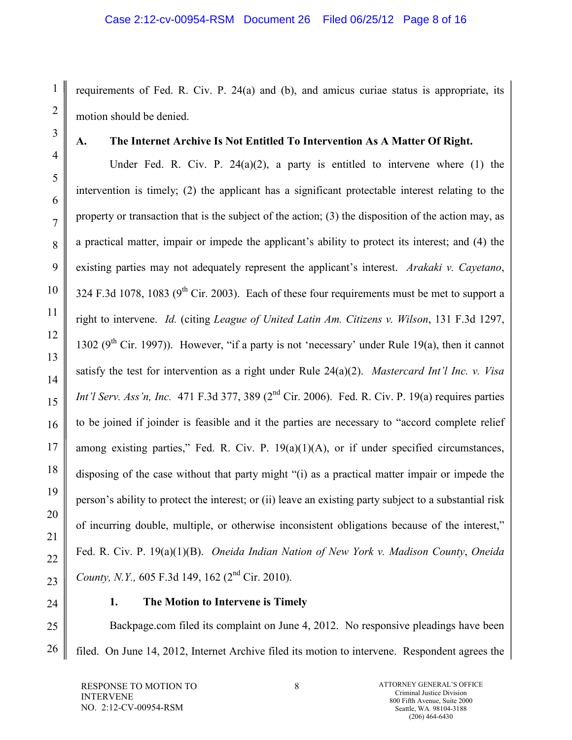requirements of Fed. R. Civ. P. 24(a) and (b), and amicus curiae status is appropriate, its motion should be denied.

### A. The Internet Archive Is Not Entitled To Intervention As A Matter Of Right.

Under Fed. R. Civ. P. 24(a)(2), a party is entitled to intervene where (1) the intervention is timely; (2) the applicant has a significant protectable interest relating to the property or transaction that is the subject of the action; (3) the disposition of the action may, as a practical matter, impair or impede the applicant's ability to protect its interest; and (4) the existing parties may not adequately represent the applicant's interest. *Arakaki v. Cayetano*, 324 F.3d 1078, 1083 (9th Cir. 2003). Each of these four requirements must be met to support a right to intervene. *Id.* (citing *League of United Latin Am. Citizens v. Wilson*, 131 F.3d 1297, 1302 (9th Cir. 1997)). However, "if a party is not 'necessary' under Rule 19(a), then it cannot satisfy the test for intervention as a right under Rule 24(a)(2). *Mastercard Int'l Inc. v. Visa Int'l Serv. Ass'n, Inc.* 471 F.3d 377, 389 (2nd Cir. 2006). Fed. R. Civ. P. 19(a) requires parties to be joined if joinder is feasible and it the parties are necessary to "accord complete relief among existing parties," Fed. R. Civ. P. 19(a)(1)(A), or if under specified circumstances, disposing of the case without that party might "(i) as a practical matter impair or impede the person's ability to protect the interest; or (ii) leave an existing party subject to a substantial risk of incurring double, multiple, or otherwise inconsistent obligations because of the interest," Fed. R. Civ. P. 19(a)(1)(B). *Oneida Indian Nation of New York v. Madison County*, *Oneida County, N.Y.,* 605 F.3d 149, 162 (2nd Cir. 2010).

#### 1. The Motion to Intervene is Timely

Backpage.com filed its complaint on June 4, 2012. No responsive pleadings have been filed. On June 14, 2012, Internet Archive filed its motion to intervene. Respondent agrees the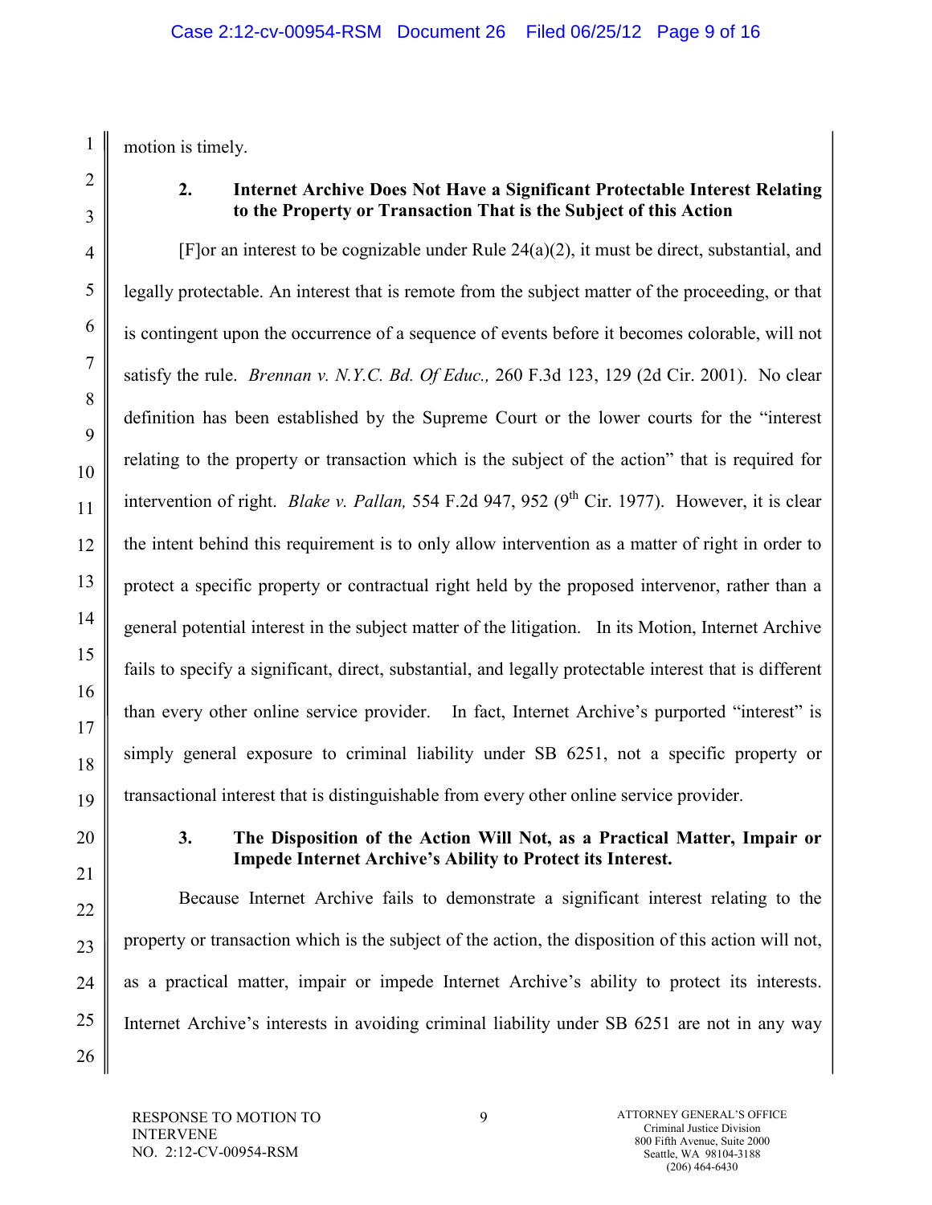motion is timely.

### 2. Internet Archive Does Not Have a Significant Protectable Interest Relating to the Property or Transaction That is the Subject of this Action

[F]or an interest to be cognizable under Rule 24(a)(2), it must be direct, substantial, and legally protectable. An interest that is remote from the subject matter of the proceeding, or that is contingent upon the occurrence of a sequence of events before it becomes colorable, will not satisfy the rule. *Brennan v. N.Y.C. Bd. Of Educ.,* 260 F.3d 123, 129 (2d Cir. 2001). No clear definition has been established by the Supreme Court or the lower courts for the "interest relating to the property or transaction which is the subject of the action" that is required for intervention of right. *Blake v. Pallan,* 554 F.2d 947, 952 (9th Cir. 1977). However, it is clear the intent behind this requirement is to only allow intervention as a matter of right in order to protect a specific property or contractual right held by the proposed intervenor, rather than a general potential interest in the subject matter of the litigation. In its Motion, Internet Archive fails to specify a significant, direct, substantial, and legally protectable interest that is different than every other online service provider. In fact, Internet Archive's purported "interest" is simply general exposure to criminal liability under SB 6251, not a specific property or transactional interest that is distinguishable from every other online service provider.

### 3. The Disposition of the Action Will Not, as a Practical Matter, Impair or Impede Internet Archive's Ability to Protect its Interest.

Because Internet Archive fails to demonstrate a significant interest relating to the property or transaction which is the subject of the action, the disposition of this action will not, as a practical matter, impair or impede Internet Archive's ability to protect its interests. Internet Archive's interests in avoiding criminal liability under SB 6251 are not in any way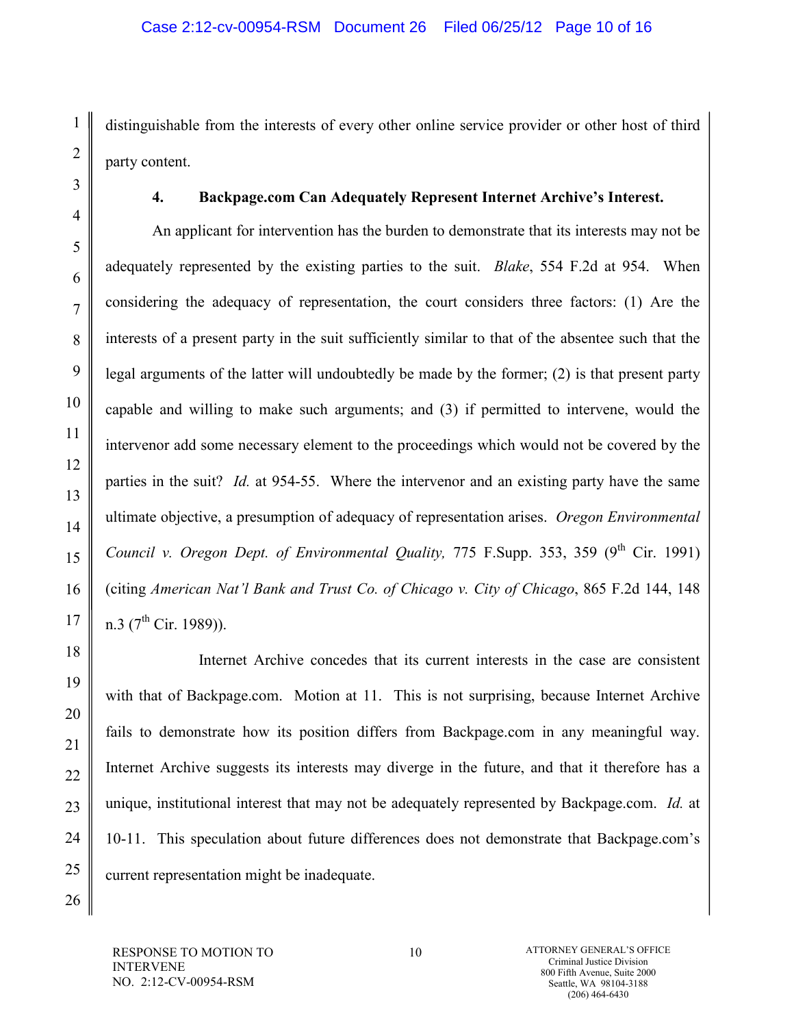distinguishable from the interests of every other online service provider or other host of third party content.

### 4. Backpage.com Can Adequately Represent Internet Archive's Interest.

An applicant for intervention has the burden to demonstrate that its interests may not be adequately represented by the existing parties to the suit. *Blake*, 554 F.2d at 954. When considering the adequacy of representation, the court considers three factors: (1) Are the interests of a present party in the suit sufficiently similar to that of the absentee such that the legal arguments of the latter will undoubtedly be made by the former; (2) is that present party capable and willing to make such arguments; and (3) if permitted to intervene, would the intervenor add some necessary element to the proceedings which would not be covered by the parties in the suit? *Id.* at 954-55. Where the intervenor and an existing party have the same ultimate objective, a presumption of adequacy of representation arises. *Oregon Environmental Council v. Oregon Dept. of Environmental Quality,* 775 F.Supp. 353, 359 (9th Cir. 1991) (citing *American Nat'l Bank and Trust Co. of Chicago v. City of Chicago*, 865 F.2d 144, 148 n.3 (7th Cir. 1989)).

Internet Archive concedes that its current interests in the case are consistent with that of Backpage.com. Motion at 11. This is not surprising, because Internet Archive fails to demonstrate how its position differs from Backpage.com in any meaningful way. Internet Archive suggests its interests may diverge in the future, and that it therefore has a unique, institutional interest that may not be adequately represented by Backpage.com. *Id.* at 10-11. This speculation about future differences does not demonstrate that Backpage.com's current representation might be inadequate.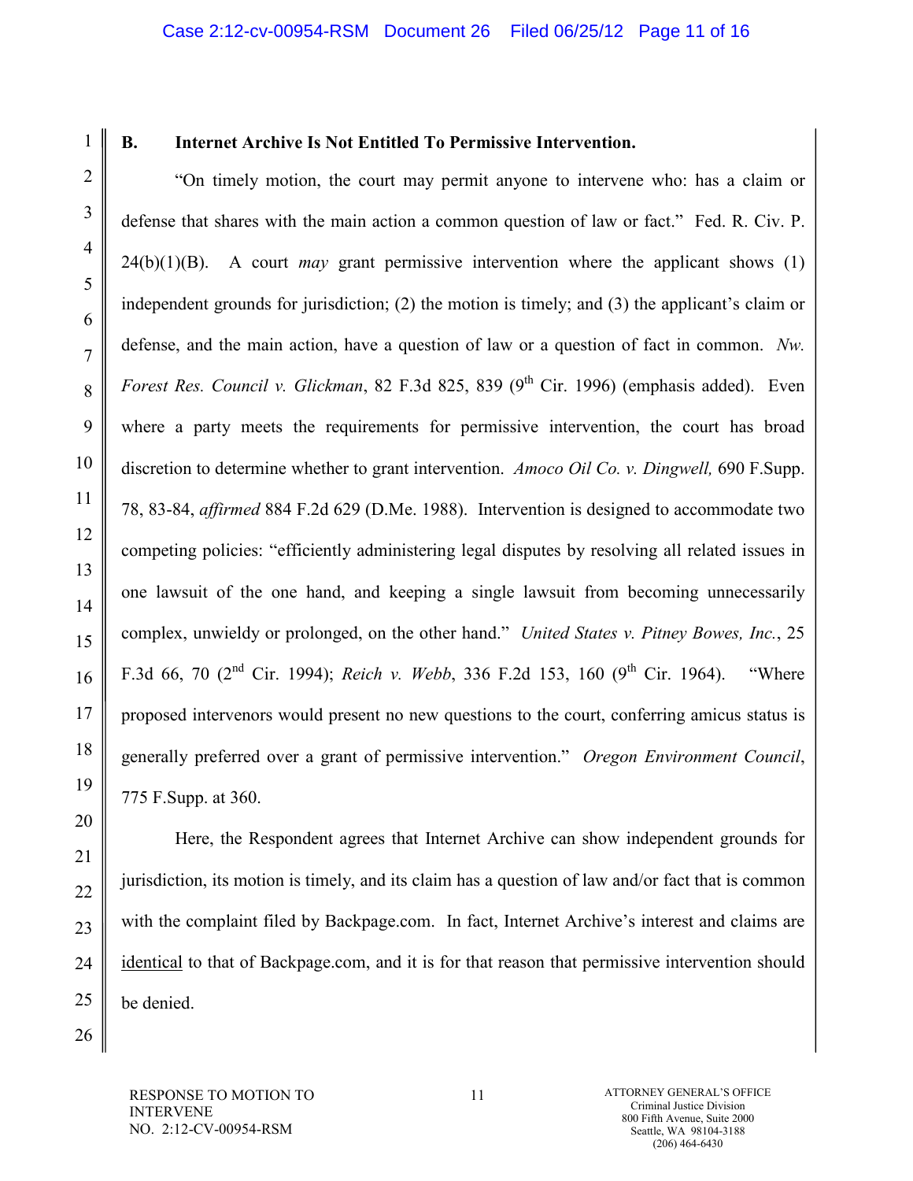**B. Internet Archive Is Not Entitled To Permissive Intervention.**

"On timely motion, the court may permit anyone to intervene who: has a claim or defense that shares with the main action a common question of law or fact." Fed. R. Civ. P. 24(b)(1)(B). A court *may* grant permissive intervention where the applicant shows (1) independent grounds for jurisdiction; (2) the motion is timely; and (3) the applicant's claim or defense, and the main action, have a question of law or a question of fact in common. *Nw. Forest Res. Council v. Glickman*, 82 F.3d 825, 839 (9th Cir. 1996) (emphasis added). Even where a party meets the requirements for permissive intervention, the court has broad discretion to determine whether to grant intervention. *Amoco Oil Co. v. Dingwell,* 690 F.Supp. 78, 83-84, *affirmed* 884 F.2d 629 (D.Me. 1988). Intervention is designed to accommodate two competing policies: "efficiently administering legal disputes by resolving all related issues in one lawsuit of the one hand, and keeping a single lawsuit from becoming unnecessarily complex, unwieldy or prolonged, on the other hand." *United States v. Pitney Bowes, Inc.*, 25 F.3d 66, 70 (2nd Cir. 1994); *Reich v. Webb*, 336 F.2d 153, 160 (9th Cir. 1964). "Where proposed intervenors would present no new questions to the court, conferring amicus status is generally preferred over a grant of permissive intervention." *Oregon Environment Council*, 775 F.Supp. at 360.

Here, the Respondent agrees that Internet Archive can show independent grounds for jurisdiction, its motion is timely, and its claim has a question of law and/or fact that is common with the complaint filed by Backpage.com. In fact, Internet Archive's interest and claims are <u>identical</u> to that of Backpage.com, and it is for that reason that permissive intervention should be denied.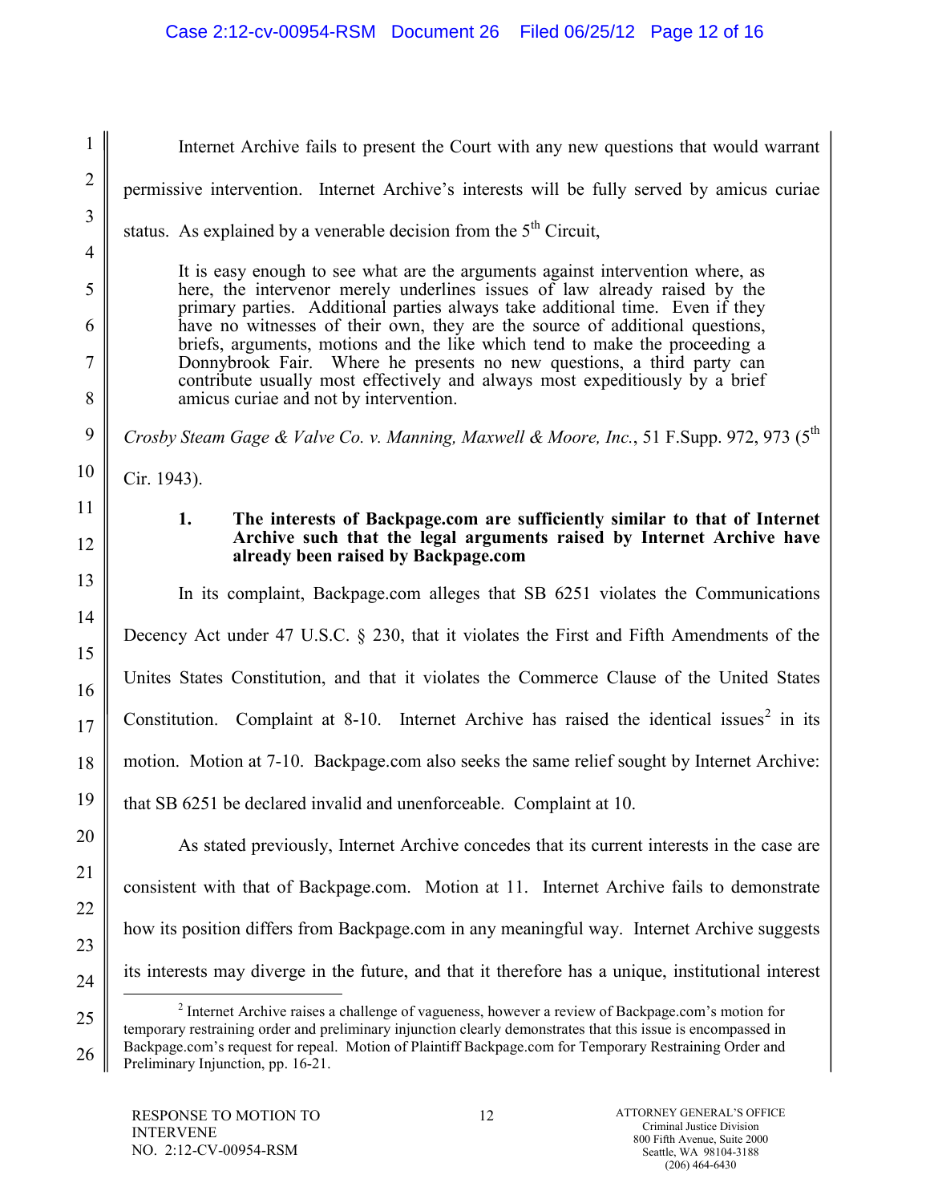Internet Archive fails to present the Court with any new questions that would warrant permissive intervention. Internet Archive's interests will be fully served by amicus curiae status. As explained by a venerable decision from the 5th Circuit,

> It is easy enough to see what are the arguments against intervention where, as here, the intervenor merely underlines issues of law already raised by the primary parties. Additional parties always take additional time. Even if they have no witnesses of their own, they are the source of additional questions, briefs, arguments, motions and the like which tend to make the proceeding a Donnybrook Fair. Where he presents no new questions, a third party can contribute usually most effectively and always most expeditiously by a brief amicus curiae and not by intervention.

*Crosby Steam Gage & Valve Co. v. Manning, Maxwell & Moore, Inc.*, 51 F.Supp. 972, 973 (5th Cir. 1943).

**1. The interests of Backpage.com are sufficiently similar to that of Internet Archive such that the legal arguments raised by Internet Archive have already been raised by Backpage.com**

In its complaint, Backpage.com alleges that SB 6251 violates the Communications Decency Act under 47 U.S.C. § 230, that it violates the First and Fifth Amendments of the Unites States Constitution, and that it violates the Commerce Clause of the United States Constitution. Complaint at 8-10. Internet Archive has raised the identical issues[2] in its motion. Motion at 7-10. Backpage.com also seeks the same relief sought by Internet Archive: that SB 6251 be declared invalid and unenforceable. Complaint at 10.

As stated previously, Internet Archive concedes that its current interests in the case are consistent with that of Backpage.com. Motion at 11. Internet Archive fails to demonstrate how its position differs from Backpage.com in any meaningful way. Internet Archive suggests its interests may diverge in the future, and that it therefore has a unique, institutional interest

[2] Internet Archive raises a challenge of vagueness, however a review of Backpage.com's motion for temporary restraining order and preliminary injunction clearly demonstrates that this issue is encompassed in Backpage.com's request for repeal. Motion of Plaintiff Backpage.com for Temporary Restraining Order and Preliminary Injunction, pp. 16-21.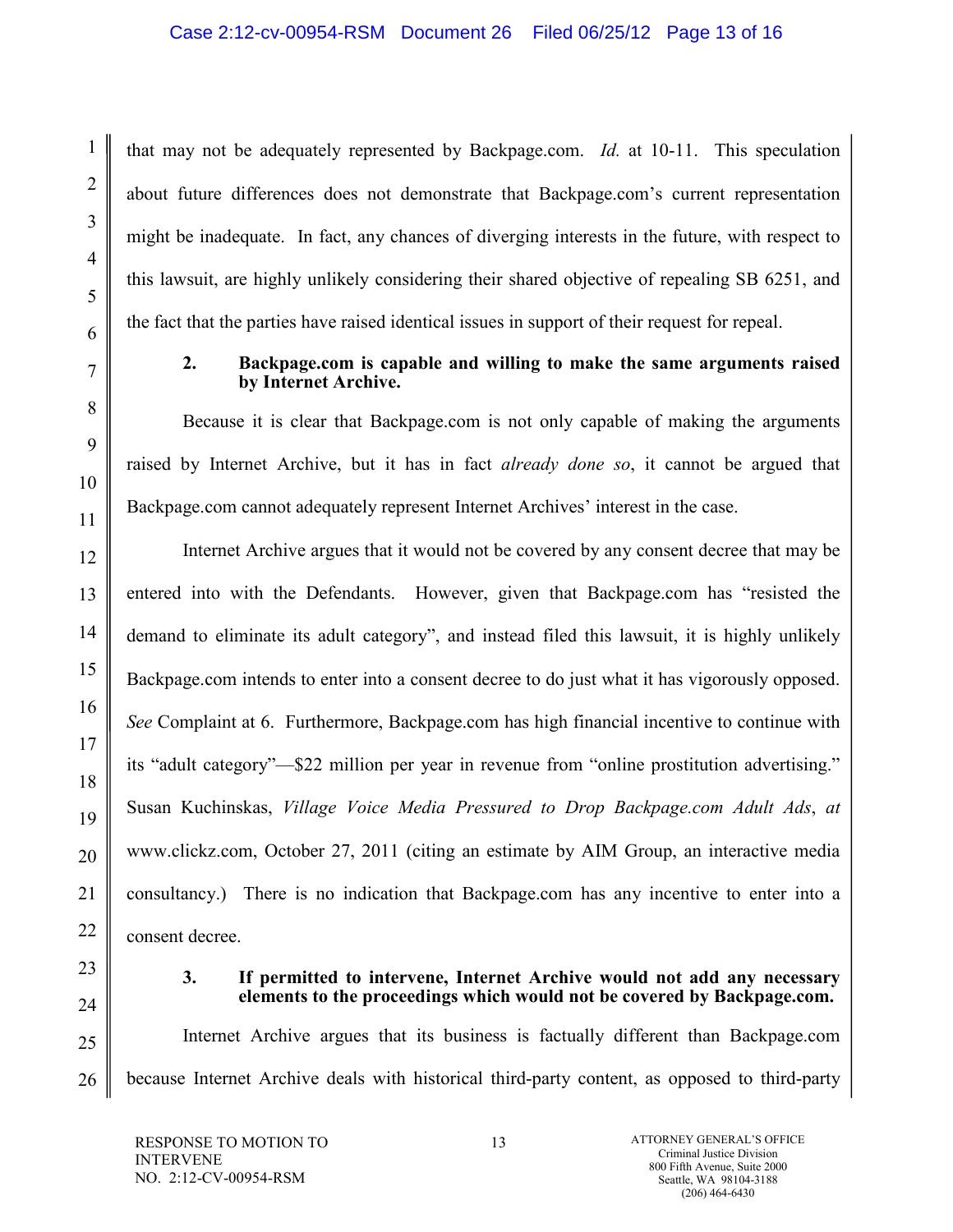that may not be adequately represented by Backpage.com. *Id.* at 10-11. This speculation about future differences does not demonstrate that Backpage.com's current representation might be inadequate. In fact, any chances of diverging interests in the future, with respect to this lawsuit, are highly unlikely considering their shared objective of repealing SB 6251, and the fact that the parties have raised identical issues in support of their request for repeal.

**2. Backpage.com is capable and willing to make the same arguments raised by Internet Archive.**

Because it is clear that Backpage.com is not only capable of making the arguments raised by Internet Archive, but it has in fact *already done so*, it cannot be argued that Backpage.com cannot adequately represent Internet Archives' interest in the case.

Internet Archive argues that it would not be covered by any consent decree that may be entered into with the Defendants. However, given that Backpage.com has "resisted the demand to eliminate its adult category", and instead filed this lawsuit, it is highly unlikely Backpage.com intends to enter into a consent decree to do just what it has vigorously opposed. *See* Complaint at 6. Furthermore, Backpage.com has high financial incentive to continue with its "adult category"—$22 million per year in revenue from "online prostitution advertising." Susan Kuchinskas, *Village Voice Media Pressured to Drop Backpage.com Adult Ads*, *at* www.clickz.com, October 27, 2011 (citing an estimate by AIM Group, an interactive media consultancy.) There is no indication that Backpage.com has any incentive to enter into a consent decree.

**3. If permitted to intervene, Internet Archive would not add any necessary elements to the proceedings which would not be covered by Backpage.com.**

Internet Archive argues that its business is factually different than Backpage.com because Internet Archive deals with historical third-party content, as opposed to third-party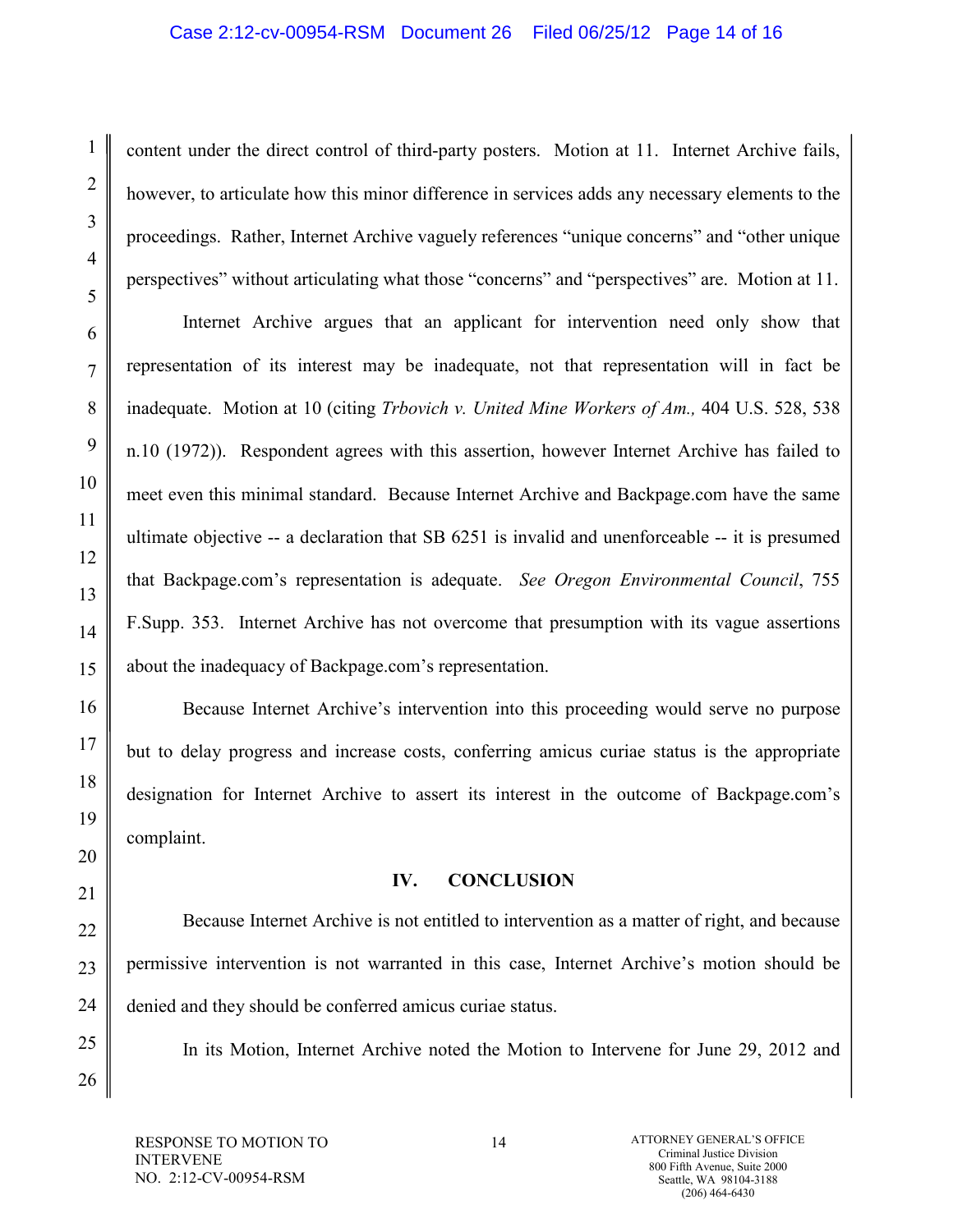content under the direct control of third-party posters. Motion at 11. Internet Archive fails, however, to articulate how this minor difference in services adds any necessary elements to the proceedings. Rather, Internet Archive vaguely references "unique concerns" and "other unique perspectives" without articulating what those "concerns" and "perspectives" are. Motion at 11.

Internet Archive argues that an applicant for intervention need only show that representation of its interest may be inadequate, not that representation will in fact be inadequate. Motion at 10 (citing *Trbovich v. United Mine Workers of Am.,* 404 U.S. 528, 538 n.10 (1972)). Respondent agrees with this assertion, however Internet Archive has failed to meet even this minimal standard. Because Internet Archive and Backpage.com have the same ultimate objective -- a declaration that SB 6251 is invalid and unenforceable -- it is presumed that Backpage.com's representation is adequate. *See Oregon Environmental Council*, 755 F.Supp. 353. Internet Archive has not overcome that presumption with its vague assertions about the inadequacy of Backpage.com's representation.

Because Internet Archive's intervention into this proceeding would serve no purpose but to delay progress and increase costs, conferring amicus curiae status is the appropriate designation for Internet Archive to assert its interest in the outcome of Backpage.com's complaint.

## IV. CONCLUSION

Because Internet Archive is not entitled to intervention as a matter of right, and because permissive intervention is not warranted in this case, Internet Archive's motion should be denied and they should be conferred amicus curiae status.

In its Motion, Internet Archive noted the Motion to Intervene for June 29, 2012 and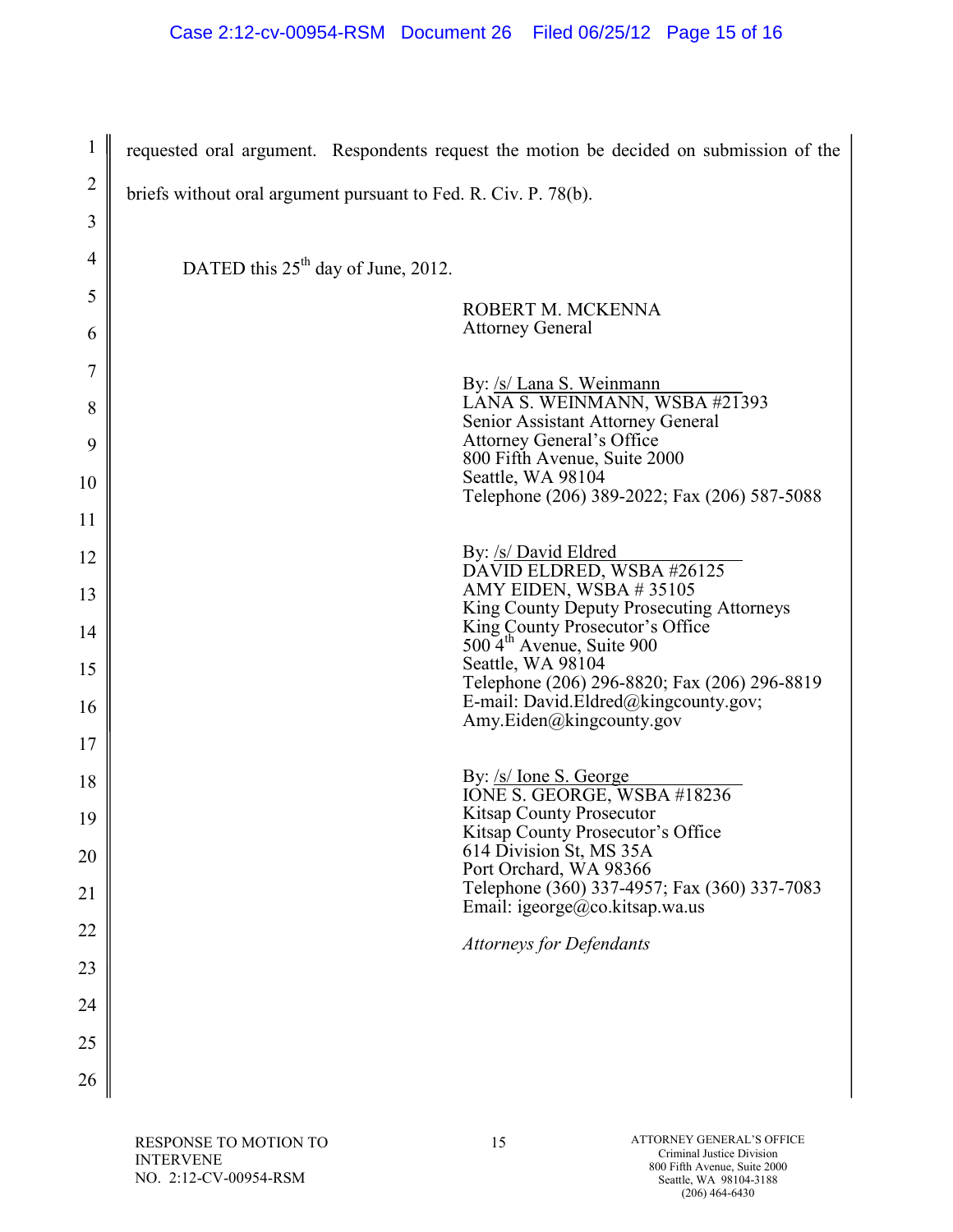requested oral argument. Respondents request the motion be decided on submission of the briefs without oral argument pursuant to Fed. R. Civ. P. 78(b).

DATED this 25th day of June, 2012.

ROBERT M. MCKENNA
Attorney General

By: /s/ Lana S. Weinmann
LANA S. WEINMANN, WSBA #21393
Senior Assistant Attorney General
Attorney General's Office
800 Fifth Avenue, Suite 2000
Seattle, WA 98104
Telephone (206) 389-2022; Fax (206) 587-5088

By: /s/ David Eldred
DAVID ELDRED, WSBA #26125
AMY EIDEN, WSBA # 35105
King County Deputy Prosecuting Attorneys
King County Prosecutor's Office
500 4th Avenue, Suite 900
Seattle, WA 98104
Telephone (206) 296-8820; Fax (206) 296-8819
E-mail: David.Eldred@kingcounty.gov;
Amy.Eiden@kingcounty.gov

By: /s/ Ione S. George
IONE S. GEORGE, WSBA #18236
Kitsap County Prosecutor
Kitsap County Prosecutor's Office
614 Division St, MS 35A
Port Orchard, WA 98366
Telephone (360) 337-4957; Fax (360) 337-7083
Email: igeorge@co.kitsap.wa.us

*Attorneys for Defendants*

RESPONSE TO MOTION TO INTERVENE
NO. 2:12-CV-00954-RSM

ATTORNEY GENERAL'S OFFICE
Criminal Justice Division
800 Fifth Avenue, Suite 2000
Seattle, WA 98104-3188
(206) 464-6430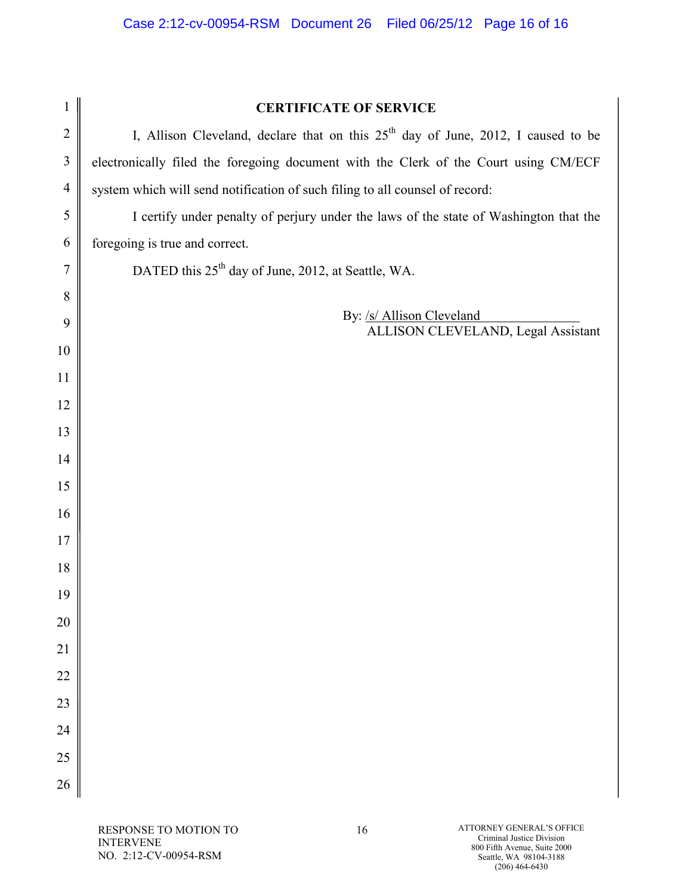## CERTIFICATE OF SERVICE

I, Allison Cleveland, declare that on this 25th day of June, 2012, I caused to be electronically filed the foregoing document with the Clerk of the Court using CM/ECF system which will send notification of such filing to all counsel of record:

I certify under penalty of perjury under the laws of the state of Washington that the foregoing is true and correct.

DATED this 25th day of June, 2012, at Seattle, WA.

By: /s/ Allison Cleveland
ALLISON CLEVELAND, Legal Assistant

RESPONSE TO MOTION TO INTERVENE
NO. 2:12-CV-00954-RSM

ATTORNEY GENERAL'S OFFICE
Criminal Justice Division
800 Fifth Avenue, Suite 2000
Seattle, WA 98104-3188
(206) 464-6430